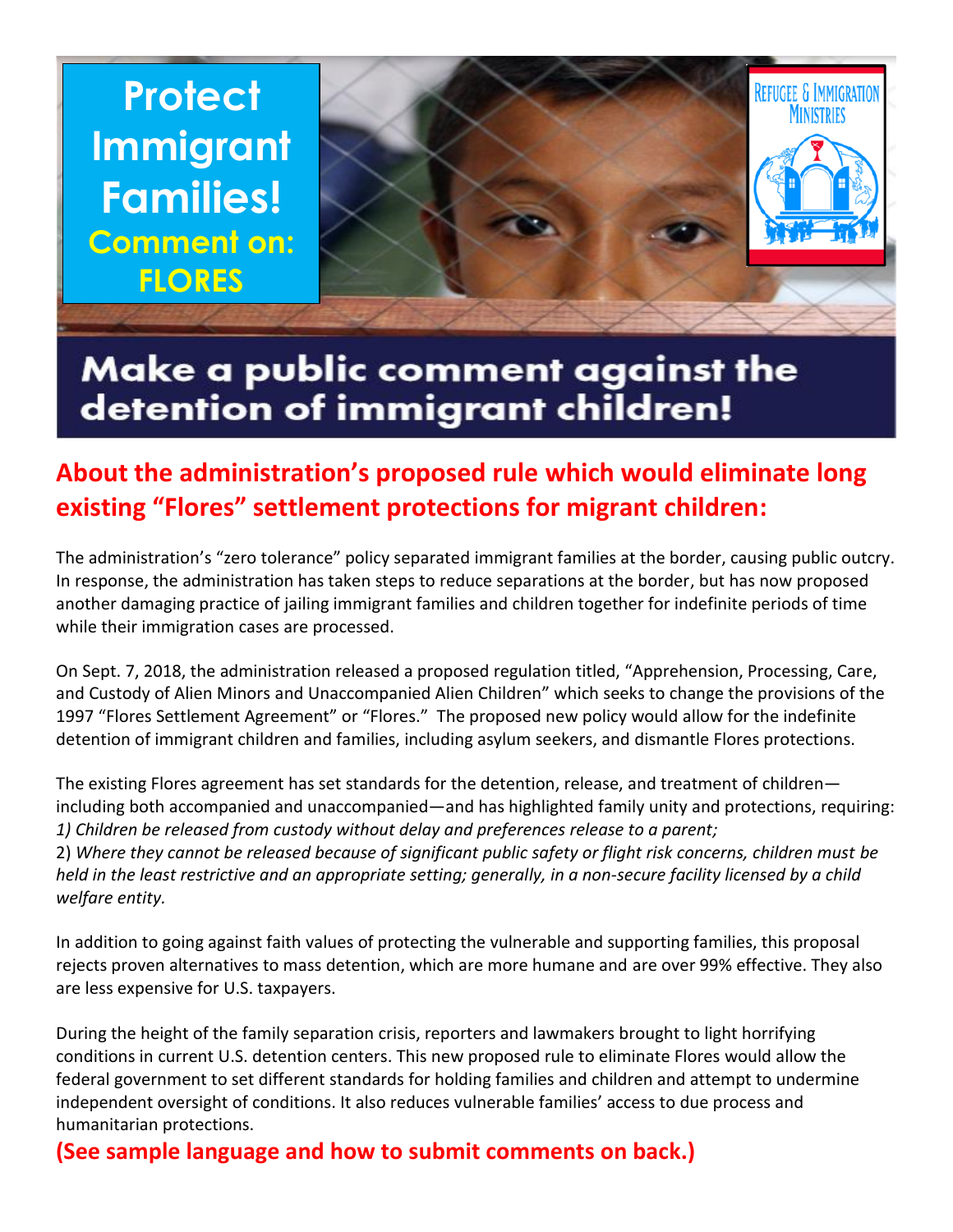# Protect Immigrant Families!

**Comment on: FLORES**

Refugee & Immigration Ministries

## Make a public comment against the detention of immigrant children!

## About the administration's proposed rule which would eliminate long existing "Flores" settlement protections for migrant children:

The administration's "zero tolerance" policy separated immigrant families at the border, causing public outcry. In response, the administration has taken steps to reduce separations at the border, but has now proposed another damaging practice of jailing immigrant families and children together for indefinite periods of time while their immigration cases are processed.

On Sept. 7, 2018, the administration released a proposed regulation titled, "Apprehension, Processing, Care, and Custody of Alien Minors and Unaccompanied Alien Children" which seeks to change the provisions of the 1997 "Flores Settlement Agreement" or "Flores." The proposed new policy would allow for the indefinite detention of immigrant children and families, including asylum seekers, and dismantle Flores protections.

The existing Flores agreement has set standards for the detention, release, and treatment of children—including both accompanied and unaccompanied—and has highlighted family unity and protections, requiring:
*1) Children be released from custody without delay and preferences release to a parent;*
2) *Where they cannot be released because of significant public safety or flight risk concerns, children must be held in the least restrictive and an appropriate setting; generally, in a non-secure facility licensed by a child welfare entity.*

In addition to going against faith values of protecting the vulnerable and supporting families, this proposal rejects proven alternatives to mass detention, which are more humane and are over 99% effective. They also are less expensive for U.S. taxpayers.

During the height of the family separation crisis, reporters and lawmakers brought to light horrifying conditions in current U.S. detention centers. This new proposed rule to eliminate Flores would allow the federal government to set different standards for holding families and children and attempt to undermine independent oversight of conditions. It also reduces vulnerable families' access to due process and humanitarian protections.

**(See sample language and how to submit comments on back.)**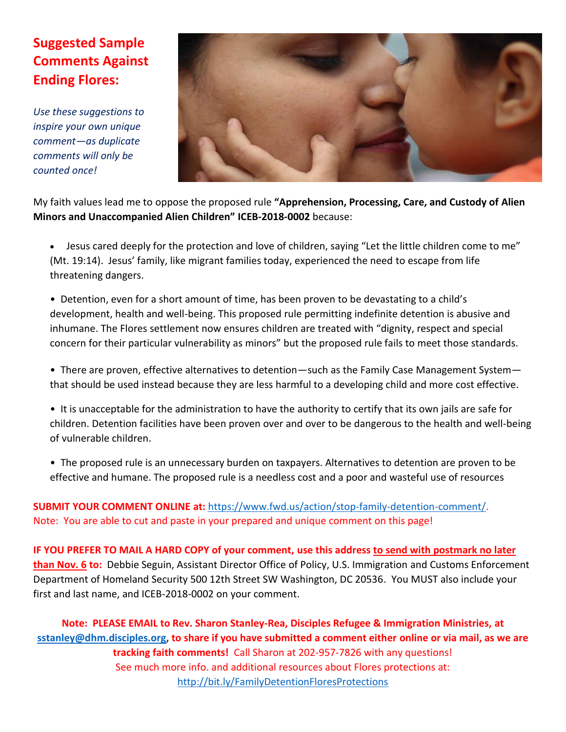# Suggested Sample Comments Against Ending Flores:

*Use these suggestions to inspire your own unique comment—as duplicate comments will only be counted once!*

My faith values lead me to oppose the proposed rule **"Apprehension, Processing, Care, and Custody of Alien Minors and Unaccompanied Alien Children" ICEB-2018-0002** because:

- Jesus cared deeply for the protection and love of children, saying "Let the little children come to me" (Mt. 19:14). Jesus' family, like migrant families today, experienced the need to escape from life threatening dangers.
- Detention, even for a short amount of time, has been proven to be devastating to a child's development, health and well-being. This proposed rule permitting indefinite detention is abusive and inhumane. The Flores settlement now ensures children are treated with "dignity, respect and special concern for their particular vulnerability as minors" but the proposed rule fails to meet those standards.
- There are proven, effective alternatives to detention—such as the Family Case Management System—that should be used instead because they are less harmful to a developing child and more cost effective.
- It is unacceptable for the administration to have the authority to certify that its own jails are safe for children. Detention facilities have been proven over and over to be dangerous to the health and well-being of vulnerable children.
- The proposed rule is an unnecessary burden on taxpayers. Alternatives to detention are proven to be effective and humane. The proposed rule is a needless cost and a poor and wasteful use of resources

**SUBMIT YOUR COMMENT ONLINE at:** https://www.fwd.us/action/stop-family-detention-comment/.
Note: You are able to cut and paste in your prepared and unique comment on this page!

**IF YOU PREFER TO MAIL A HARD COPY of your comment, use this address to send with postmark no later than Nov. 6 to:** Debbie Seguin, Assistant Director Office of Policy, U.S. Immigration and Customs Enforcement Department of Homeland Security 500 12th Street SW Washington, DC 20536. You MUST also include your first and last name, and ICEB-2018-0002 on your comment.

**Note: PLEASE EMAIL to Rev. Sharon Stanley-Rea, Disciples Refugee & Immigration Ministries, at sstanley@dhm.disciples.org, to share if you have submitted a comment either online or via mail, as we are tracking faith comments!** Call Sharon at 202-957-7826 with any questions!
See much more info. and additional resources about Flores protections at:
http://bit.ly/FamilyDetentionFloresProtections